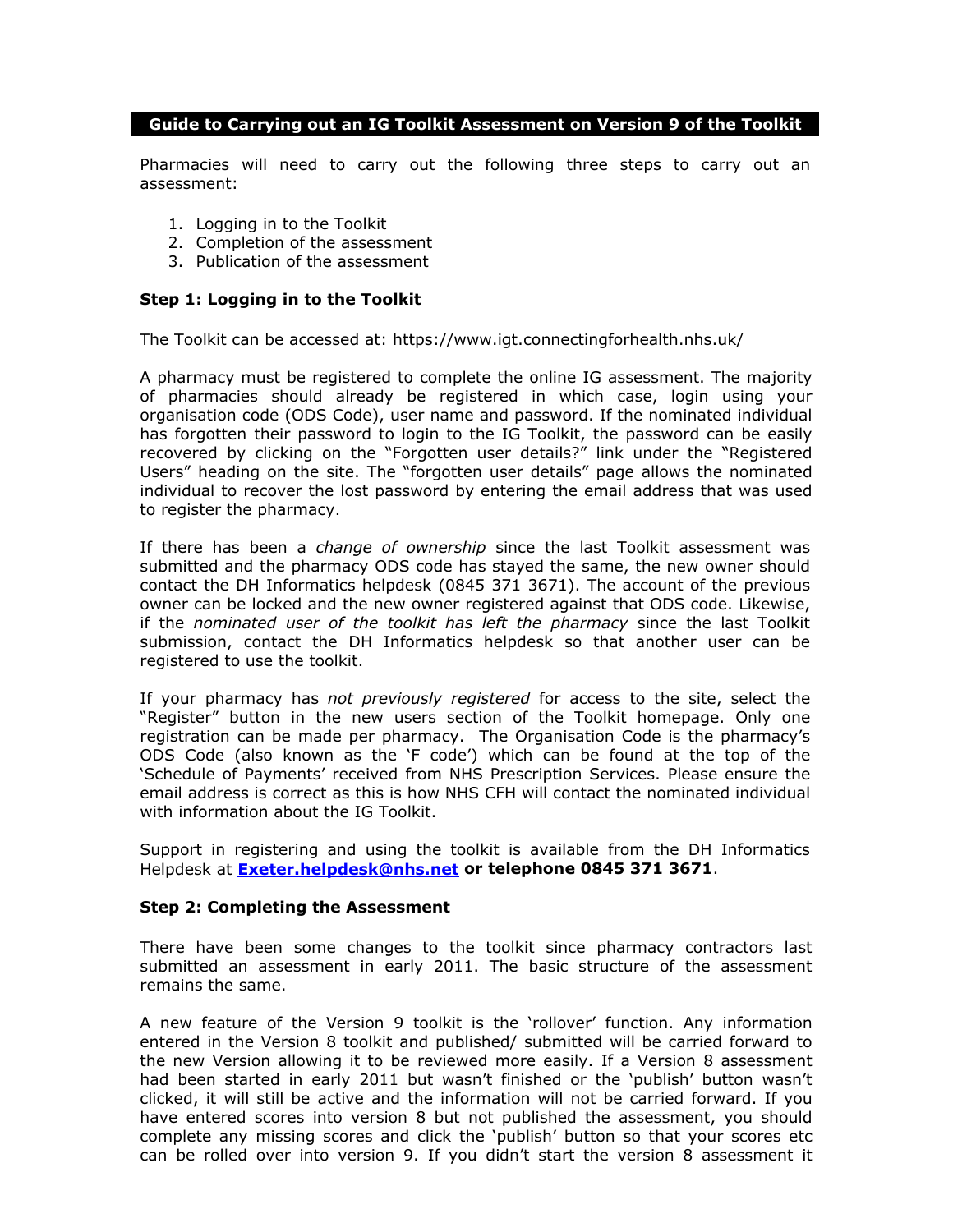# Guide to Carrying out an IG Toolkit Assessment on Version 9 of the Toolkit

Pharmacies will need to carry out the following three steps to carry out an assessment:

1. Logging in to the Toolkit
2. Completion of the assessment
3. Publication of the assessment

## Step 1: Logging in to the Toolkit

The Toolkit can be accessed at: https://www.igt.connectingforhealth.nhs.uk/

A pharmacy must be registered to complete the online IG assessment. The majority of pharmacies should already be registered in which case, login using your organisation code (ODS Code), user name and password. If the nominated individual has forgotten their password to login to the IG Toolkit, the password can be easily recovered by clicking on the "Forgotten user details?" link under the "Registered Users" heading on the site. The "forgotten user details" page allows the nominated individual to recover the lost password by entering the email address that was used to register the pharmacy.

If there has been a *change of ownership* since the last Toolkit assessment was submitted and the pharmacy ODS code has stayed the same, the new owner should contact the DH Informatics helpdesk (0845 371 3671). The account of the previous owner can be locked and the new owner registered against that ODS code. Likewise, if the *nominated user of the toolkit has left the pharmacy* since the last Toolkit submission, contact the DH Informatics helpdesk so that another user can be registered to use the toolkit.

If your pharmacy has *not previously registered* for access to the site, select the "Register" button in the new users section of the Toolkit homepage. Only one registration can be made per pharmacy. The Organisation Code is the pharmacy's ODS Code (also known as the 'F code') which can be found at the top of the 'Schedule of Payments' received from NHS Prescription Services. Please ensure the email address is correct as this is how NHS CFH will contact the nominated individual with information about the IG Toolkit.

Support in registering and using the toolkit is available from the DH Informatics Helpdesk at **Exeter.helpdesk@nhs.net or telephone 0845 371 3671**.

## Step 2: Completing the Assessment

There have been some changes to the toolkit since pharmacy contractors last submitted an assessment in early 2011. The basic structure of the assessment remains the same.

A new feature of the Version 9 toolkit is the 'rollover' function. Any information entered in the Version 8 toolkit and published/ submitted will be carried forward to the new Version allowing it to be reviewed more easily. If a Version 8 assessment had been started in early 2011 but wasn't finished or the 'publish' button wasn't clicked, it will still be active and the information will not be carried forward. If you have entered scores into version 8 but not published the assessment, you should complete any missing scores and click the 'publish' button so that your scores etc can be rolled over into version 9. If you didn't start the version 8 assessment it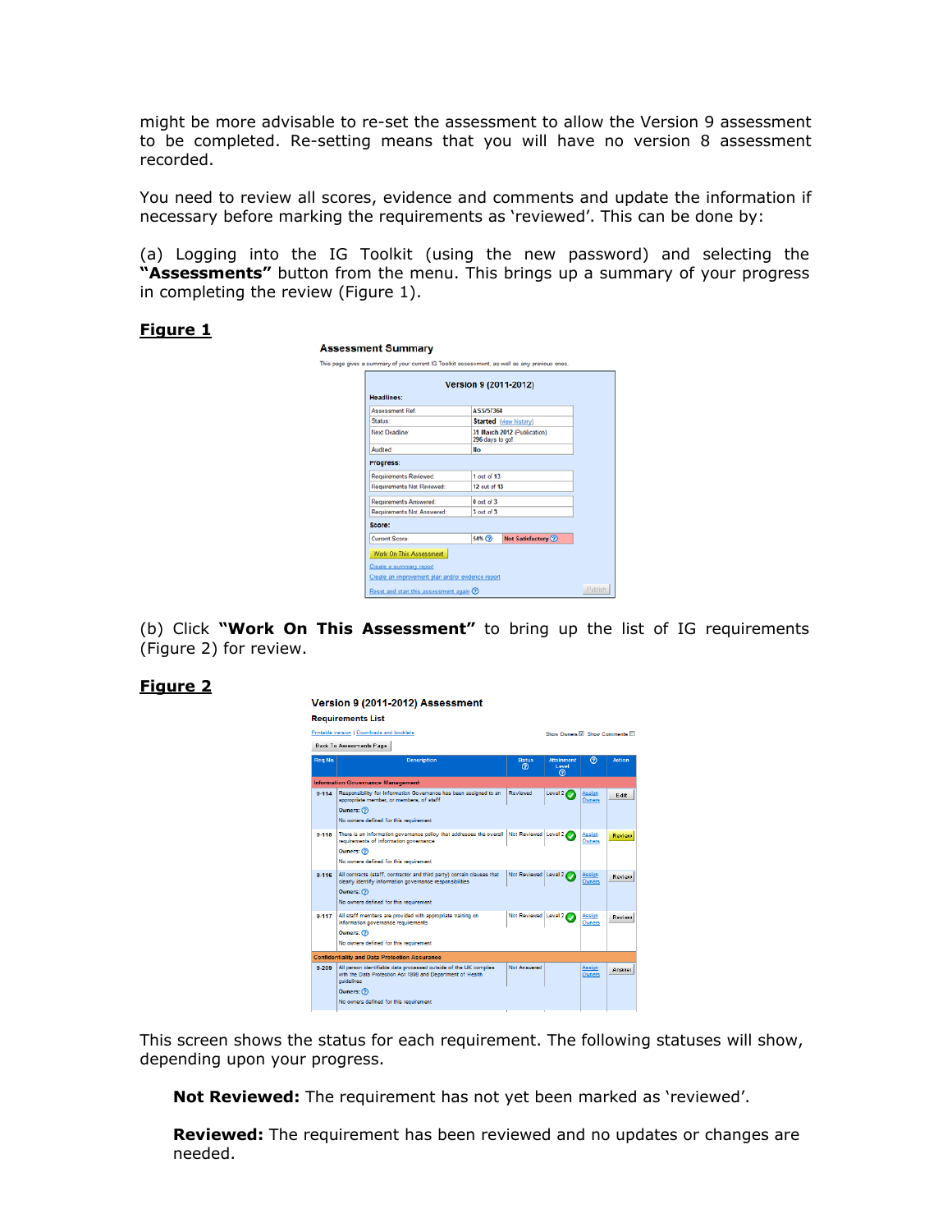might be more advisable to re-set the assessment to allow the Version 9 assessment to be completed. Re-setting means that you will have no version 8 assessment recorded.

You need to review all scores, evidence and comments and update the information if necessary before marking the requirements as 'reviewed'. This can be done by:

(a) Logging into the IG Toolkit (using the new password) and selecting the **"Assessments"** button from the menu. This brings up a summary of your progress in completing the review (Figure 1).

**Figure 1**

(b) Click **"Work On This Assessment"** to bring up the list of IG requirements (Figure 2) for review.

**Figure 2**

This screen shows the status for each requirement. The following statuses will show, depending upon your progress.

> **Not Reviewed:** The requirement has not yet been marked as 'reviewed'.
>
> **Reviewed:** The requirement has been reviewed and no updates or changes are needed.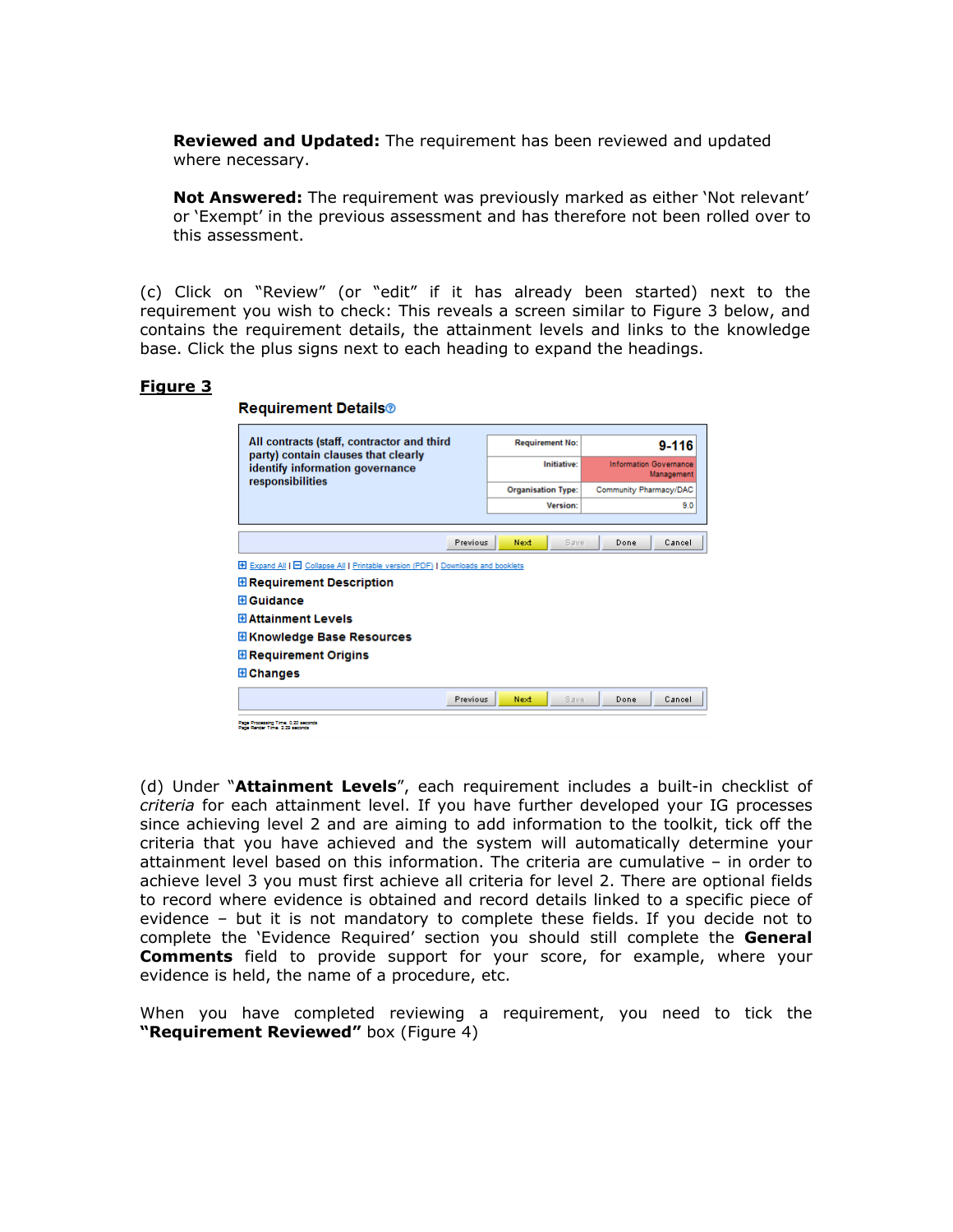**Reviewed and Updated:** The requirement has been reviewed and updated where necessary.

**Not Answered:** The requirement was previously marked as either 'Not relevant' or 'Exempt' in the previous assessment and has therefore not been rolled over to this assessment.

(c) Click on "Review" (or "edit" if it has already been started) next to the requirement you wish to check: This reveals a screen similar to Figure 3 below, and contains the requirement details, the attainment levels and links to the knowledge base. Click the plus signs next to each heading to expand the headings.

**Figure 3**

**Requirement Details**

All contracts (staff, contractor and third party) contain clauses that clearly identify information governance responsibilities

| | |
|---|---|
| Requirement No: | 9-116 |
| Initiative: | Information Governance Management |
| Organisation Type: | Community Pharmacy/DAC |
| Version: | 9.0 |

Previous | Next | Save | Done | Cancel

Expand All | Collapse All | Printable version (PDF) | Downloads and booklets

- Requirement Description
- Guidance
- Attainment Levels
- Knowledge Base Resources
- Requirement Origins
- Changes

Previous | Next | Save | Done | Cancel

(d) Under "**Attainment Levels**", each requirement includes a built-in checklist of *criteria* for each attainment level. If you have further developed your IG processes since achieving level 2 and are aiming to add information to the toolkit, tick off the criteria that you have achieved and the system will automatically determine your attainment level based on this information. The criteria are cumulative – in order to achieve level 3 you must first achieve all criteria for level 2. There are optional fields to record where evidence is obtained and record details linked to a specific piece of evidence – but it is not mandatory to complete these fields. If you decide not to complete the 'Evidence Required' section you should still complete the **General Comments** field to provide support for your score, for example, where your evidence is held, the name of a procedure, etc.

When you have completed reviewing a requirement, you need to tick the **"Requirement Reviewed"** box (Figure 4)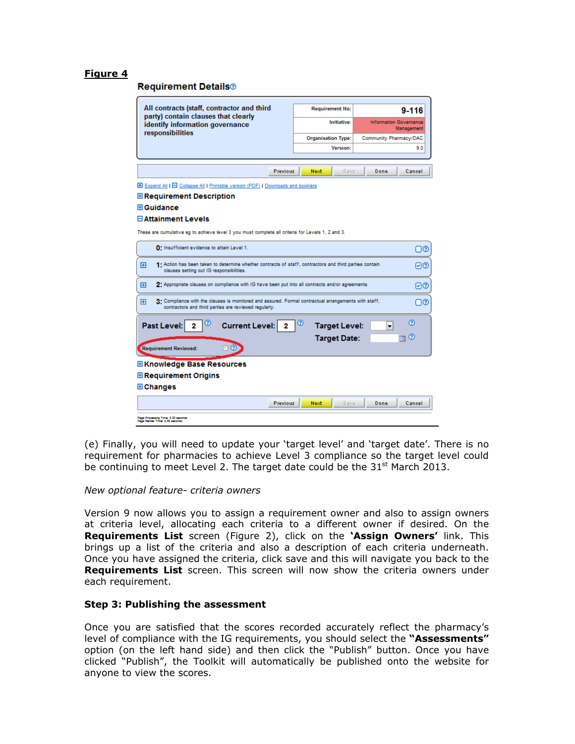**Figure 4**

### Requirement Details

All contracts (staff, contractor and third party) contain clauses that clearly identify information governance responsibilities

| | |
|---|---|
| Requirement No: | 9-116 |
| Initiative: | Information Governance Management |
| Organisation Type: | Community Pharmacy/DAC |
| Version: | 9.0 |

Previous | Next | Save | Done | Cancel

Expand All | Collapse All | Printable version (PDF) | Downloads and booklets

**Requirement Description**

**Guidance**

**Attainment Levels**

These are cumulative eg to achieve level 3 you must complete all criteria for Levels 1, 2 and 3.

**0:** Insufficient evidence to attain Level 1.

**1:** Action has been taken to determine whether contracts of staff, contractors and third parties contain clauses setting out IG responsibilities.

**2:** Appropriate clauses on compliance with IG have been put into all contracts and/or agreements.

**3:** Compliance with the clauses is monitored and assured. Formal contractual arrangements with staff, contractors and third parties are reviewed regularly.

**Past Level:** 2 **Current Level:** 2 **Target Level:** **Target Date:**

Requirement Reviewed:

**Knowledge Base Resources**

**Requirement Origins**

**Changes**

Previous | Next | Save | Done | Cancel

(e) Finally, you will need to update your 'target level' and 'target date'. There is no requirement for pharmacies to achieve Level 3 compliance so the target level could be continuing to meet Level 2. The target date could be the 31st March 2013.

*New optional feature- criteria owners*

Version 9 now allows you to assign a requirement owner and also to assign owners at criteria level, allocating each criteria to a different owner if desired. On the **Requirements List** screen (Figure 2), click on the **'Assign Owners'** link. This brings up a list of the criteria and also a description of each criteria underneath. Once you have assigned the criteria, click save and this will navigate you back to the **Requirements List** screen. This screen will now show the criteria owners under each requirement.

**Step 3: Publishing the assessment**

Once you are satisfied that the scores recorded accurately reflect the pharmacy's level of compliance with the IG requirements, you should select the **"Assessments"** option (on the left hand side) and then click the "Publish" button. Once you have clicked "Publish", the Toolkit will automatically be published onto the website for anyone to view the scores.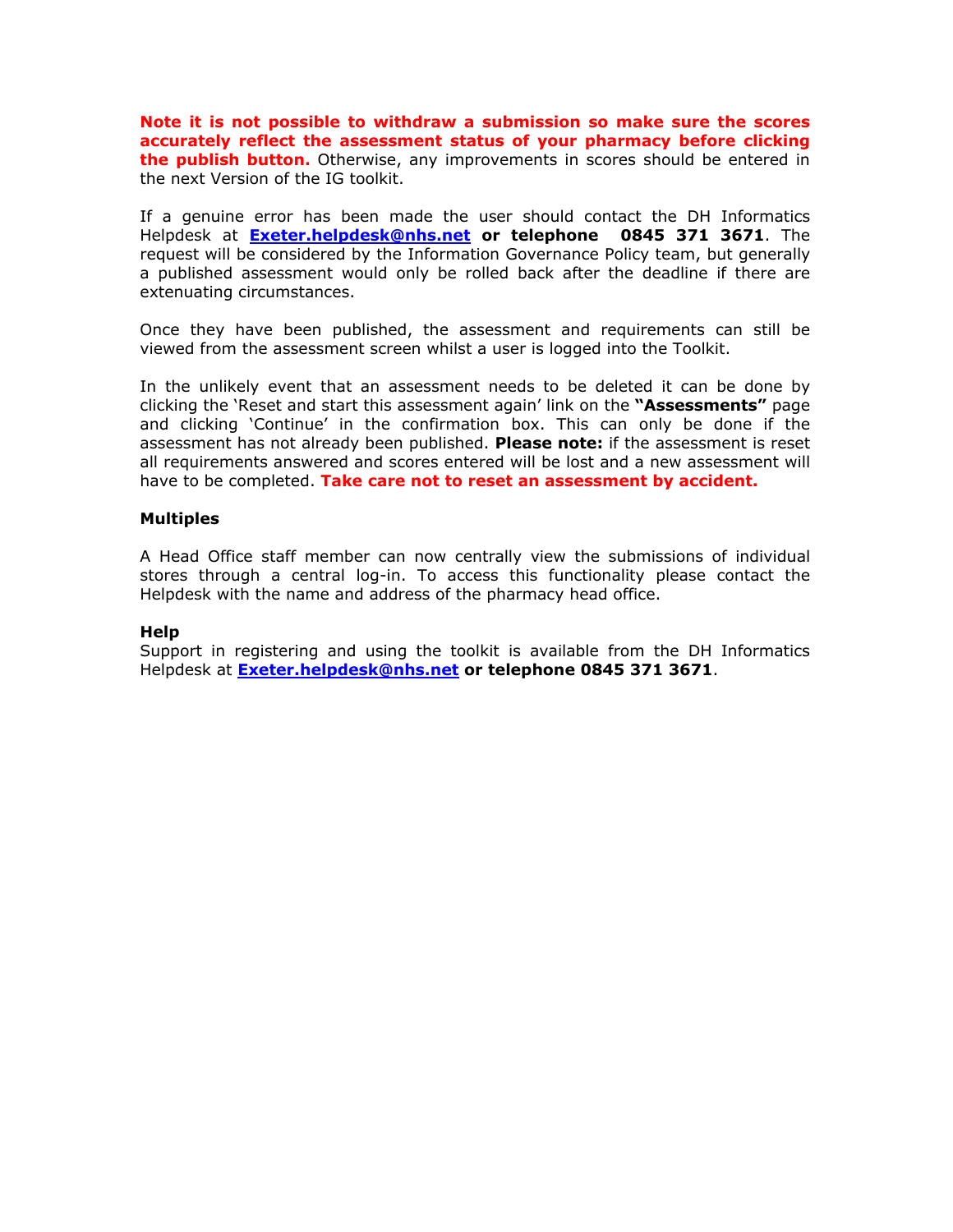**Note it is not possible to withdraw a submission so make sure the scores accurately reflect the assessment status of your pharmacy before clicking the publish button.** Otherwise, any improvements in scores should be entered in the next Version of the IG toolkit.

If a genuine error has been made the user should contact the DH Informatics Helpdesk at **Exeter.helpdesk@nhs.net** **or telephone 0845 371 3671**. The request will be considered by the Information Governance Policy team, but generally a published assessment would only be rolled back after the deadline if there are extenuating circumstances.

Once they have been published, the assessment and requirements can still be viewed from the assessment screen whilst a user is logged into the Toolkit.

In the unlikely event that an assessment needs to be deleted it can be done by clicking the 'Reset and start this assessment again' link on the **"Assessments"** page and clicking 'Continue' in the confirmation box. This can only be done if the assessment has not already been published. **Please note:** if the assessment is reset all requirements answered and scores entered will be lost and a new assessment will have to be completed. **Take care not to reset an assessment by accident.**

### Multiples

A Head Office staff member can now centrally view the submissions of individual stores through a central log-in. To access this functionality please contact the Helpdesk with the name and address of the pharmacy head office.

### Help

Support in registering and using the toolkit is available from the DH Informatics Helpdesk at **Exeter.helpdesk@nhs.net** **or telephone 0845 371 3671**.